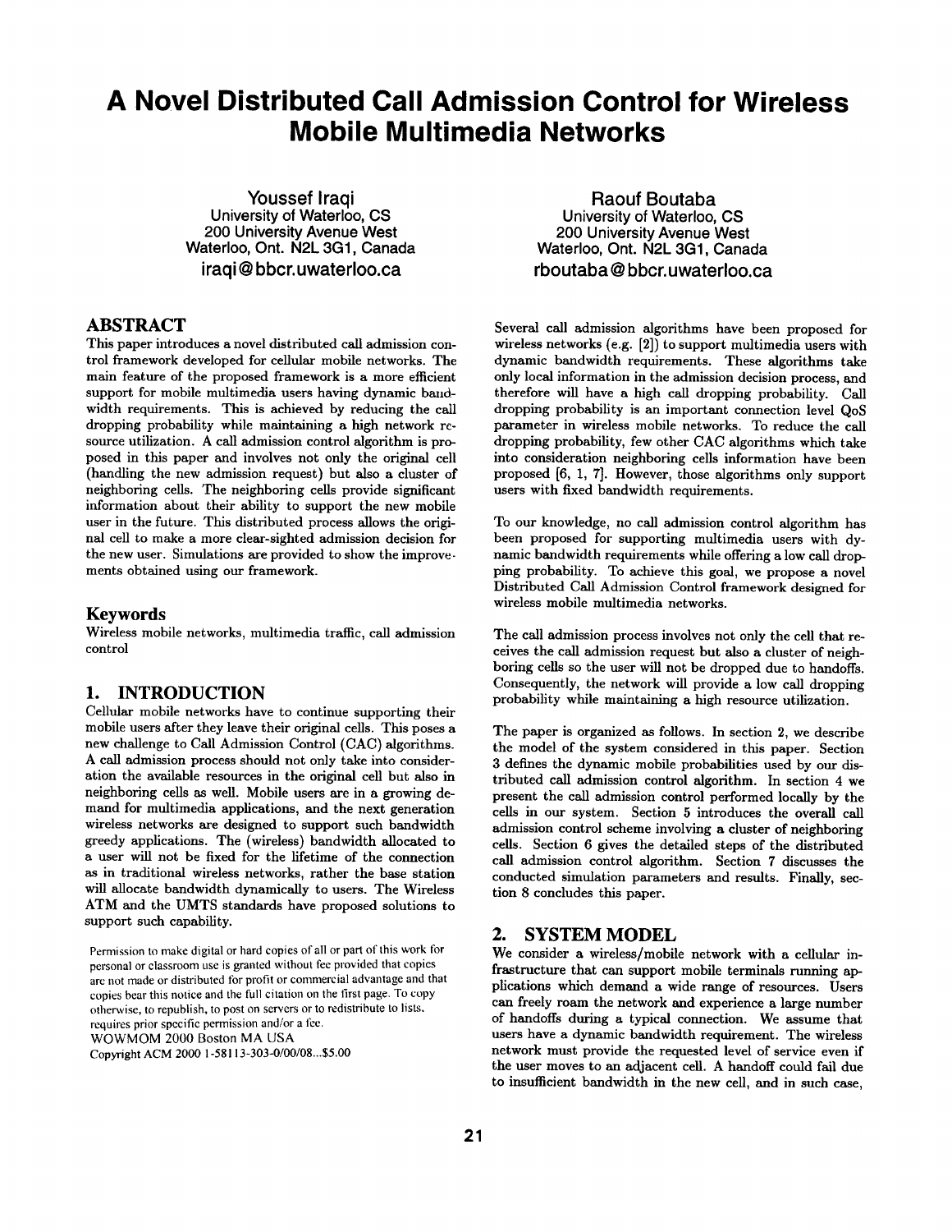# A Novel Distributed Call Admission Control for Wireless Mobile Multimedia Networks

Youssef Iraqi
University of Waterloo, CS
200 University Avenue West
Waterloo, Ont. N2L 3G1, Canada
iraqi@bbcr.uwaterloo.ca

Raouf Boutaba
University of Waterloo, CS
200 University Avenue West
Waterloo, Ont. N2L 3G1, Canada
rboutaba@bbcr.uwaterloo.ca

## ABSTRACT

This paper introduces a novel distributed call admission control framework developed for cellular mobile networks. The main feature of the proposed framework is a more efficient support for mobile multimedia users having dynamic bandwidth requirements. This is achieved by reducing the call dropping probability while maintaining a high network resource utilization. A call admission control algorithm is proposed in this paper and involves not only the original cell (handling the new admission request) but also a cluster of neighboring cells. The neighboring cells provide significant information about their ability to support the new mobile user in the future. This distributed process allows the original cell to make a more clear-sighted admission decision for the new user. Simulations are provided to show the improvements obtained using our framework.

## Keywords

Wireless mobile networks, multimedia traffic, call admission control

## 1. INTRODUCTION

Cellular mobile networks have to continue supporting their mobile users after they leave their original cells. This poses a new challenge to Call Admission Control (CAC) algorithms. A call admission process should not only take into consideration the available resources in the original cell but also in neighboring cells as well. Mobile users are in a growing demand for multimedia applications, and the next generation wireless networks are designed to support such bandwidth greedy applications. The (wireless) bandwidth allocated to a user will not be fixed for the lifetime of the connection as in traditional wireless networks, rather the base station will allocate bandwidth dynamically to users. The Wireless ATM and the UMTS standards have proposed solutions to support such capability.

Permission to make digital or hard copies of all or part of this work for personal or classroom use is granted without fee provided that copies are not made or distributed for profit or commercial advantage and that copies bear this notice and the full citation on the first page. To copy otherwise, to republish, to post on servers or to redistribute to lists, requires prior specific permission and/or a fee.
WOWMOM 2000 Boston MA USA
Copyright ACM 2000 1-58113-303-0/00/08...$5.00

Several call admission algorithms have been proposed for wireless networks (e.g. [2]) to support multimedia users with dynamic bandwidth requirements. These algorithms take only local information in the admission decision process, and therefore will have a high call dropping probability. Call dropping probability is an important connection level QoS parameter in wireless mobile networks. To reduce the call dropping probability, few other CAC algorithms which take into consideration neighboring cells information have been proposed [6, 1, 7]. However, those algorithms only support users with fixed bandwidth requirements.

To our knowledge, no call admission control algorithm has been proposed for supporting multimedia users with dynamic bandwidth requirements while offering a low call dropping probability. To achieve this goal, we propose a novel Distributed Call Admission Control framework designed for wireless mobile multimedia networks.

The call admission process involves not only the cell that receives the call admission request but also a cluster of neighboring cells so the user will not be dropped due to handoffs. Consequently, the network will provide a low call dropping probability while maintaining a high resource utilization.

The paper is organized as follows. In section 2, we describe the model of the system considered in this paper. Section 3 defines the dynamic mobile probabilities used by our distributed call admission control algorithm. In section 4 we present the call admission control performed locally by the cells in our system. Section 5 introduces the overall call admission control scheme involving a cluster of neighboring cells. Section 6 gives the detailed steps of the distributed call admission control algorithm. Section 7 discusses the conducted simulation parameters and results. Finally, section 8 concludes this paper.

## 2. SYSTEM MODEL

We consider a wireless/mobile network with a cellular infrastructure that can support mobile terminals running applications which demand a wide range of resources. Users can freely roam the network and experience a large number of handoffs during a typical connection. We assume that users have a dynamic bandwidth requirement. The wireless network must provide the requested level of service even if the user moves to an adjacent cell. A handoff could fail due to insufficient bandwidth in the new cell, and in such case,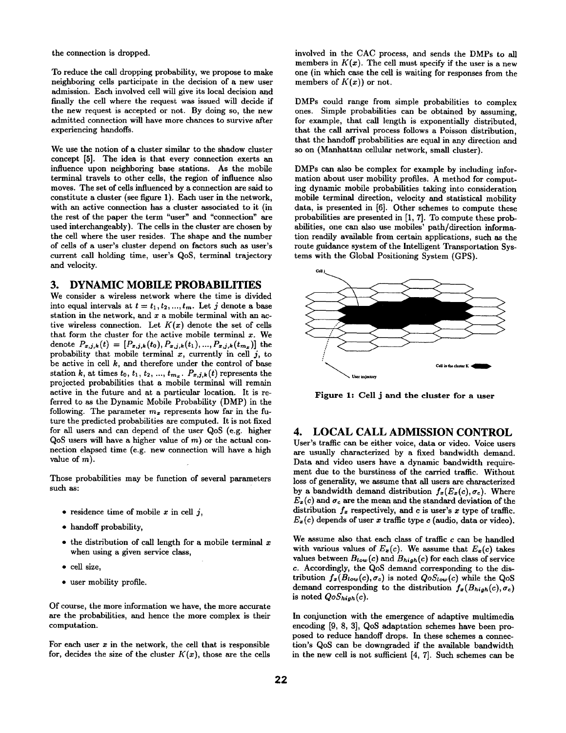the connection is dropped.

To reduce the call dropping probability, we propose to make neighboring cells participate in the decision of a new user admission. Each involved cell will give its local decision and finally the cell where the request was issued will decide if the new request is accepted or not. By doing so, the new admitted connection will have more chances to survive after experiencing handoffs.

We use the notion of a cluster similar to the shadow cluster concept [5]. The idea is that every connection exerts an influence upon neighboring base stations. As the mobile terminal travels to other cells, the region of influence also moves. The set of cells influenced by a connection are said to constitute a cluster (see figure 1). Each user in the network, with an active connection has a cluster associated to it (in the rest of the paper the term "user" and "connection" are used interchangeably). The cells in the cluster are chosen by the cell where the user resides. The shape and the number of cells of a user's cluster depend on factors such as user's current call holding time, user's QoS, terminal trajectory and velocity.

## 3. DYNAMIC MOBILE PROBABILITIES

We consider a wireless network where the time is divided into equal intervals at $t = t_1, t_2, ..., t_m$. Let $j$ denote a base station in the network, and $x$ a mobile terminal with an active wireless connection. Let $K(x)$ denote the set of cells that form the cluster for the active mobile terminal $x$. We denote $P_{x,j,k}(t) = [P_{x,j,k}(t_0), P_{x,j,k}(t_1), ..., P_{x,j,k}(t_{m_x})]$ the probability that mobile terminal $x$, currently in cell $j$, to be active in cell $k$, and therefore under the control of base station $k$, at times $t_0$, $t_1$, $t_2$, ..., $t_{m_x}$. $P_{x,j,k}(t)$ represents the projected probabilities that a mobile terminal will remain active in the future and at a particular location. It is referred to as the Dynamic Mobile Probability (DMP) in the following. The parameter $m_x$ represents how far in the future the predicted probabilities are computed. It is not fixed for all users and can depend of the user QoS (e.g. higher QoS users will have a higher value of $m$) or the actual connection elapsed time (e.g. new connection will have a high value of $m$).

Those probabilities may be function of several parameters such as:

- residence time of mobile $x$ in cell $j$,
- handoff probability,
- the distribution of call length for a mobile terminal $x$ when using a given service class,
- cell size,
- user mobility profile.

Of course, the more information we have, the more accurate are the probabilities, and hence the more complex is their computation.

For each user $x$ in the network, the cell that is responsible for, decides the size of the cluster $K(x)$, those are the cells involved in the CAC process, and sends the DMPs to all members in $K(x)$. The cell must specify if the user is a new one (in which case the cell is waiting for responses from the members of $K(x)$) or not.

DMPs could range from simple probabilities to complex ones. Simple probabilities can be obtained by assuming, for example, that call length is exponentially distributed, that the call arrival process follows a Poisson distribution, that the handoff probabilities are equal in any direction and so on (Manhattan cellular network, small cluster).

DMPs can also be complex for example by including information about user mobility profiles. A method for computing dynamic mobile probabilities taking into consideration mobile terminal direction, velocity and statistical mobility data, is presented in [6]. Other schemes to compute these probabilities are presented in [1, 7]. To compute these probabilities, one can also use mobiles' path/direction information readily available from certain applications, such as the route guidance system of the Intelligent Transportation Systems with the Global Positioning System (GPS).

Cell j

Cell in the cluster K

User trajectory

**Figure 1: Cell j and the cluster for a user**

## 4. LOCAL CALL ADMISSION CONTROL

User's traffic can be either voice, data or video. Voice users are usually characterized by a fixed bandwidth demand. Data and video users have a dynamic bandwidth requirement due to the burstiness of the carried traffic. Without loss of generality, we assume that all users are characterized by a bandwidth demand distribution $f_x(E_x(c), \sigma_c)$. Where $E_x(c)$ and $\sigma_c$ are the mean and the standard deviation of the distribution $f_x$ respectively, and $c$ is user's $x$ type of traffic. $E_x(c)$ depends of user $x$ traffic type $c$ (audio, data or video).

We assume also that each class of traffic $c$ can be handled with various values of $E_x(c)$. We assume that $E_x(c)$ takes values between $B_{low}(c)$ and $B_{high}(c)$ for each class of service $c$. Accordingly, the QoS demand corresponding to the distribution $f_x(B_{low}(c), \sigma_c)$ is noted $QoS_{low}(c)$ while the QoS demand corresponding to the distribution $f_x(B_{high}(c), \sigma_c)$ is noted $QoS_{high}(c)$.

In conjunction with the emergence of adaptive multimedia encoding [9, 8, 3], QoS adaptation schemes have been proposed to reduce handoff drops. In these schemes a connection's QoS can be downgraded if the available bandwidth in the new cell is not sufficient [4, 7]. Such schemes can be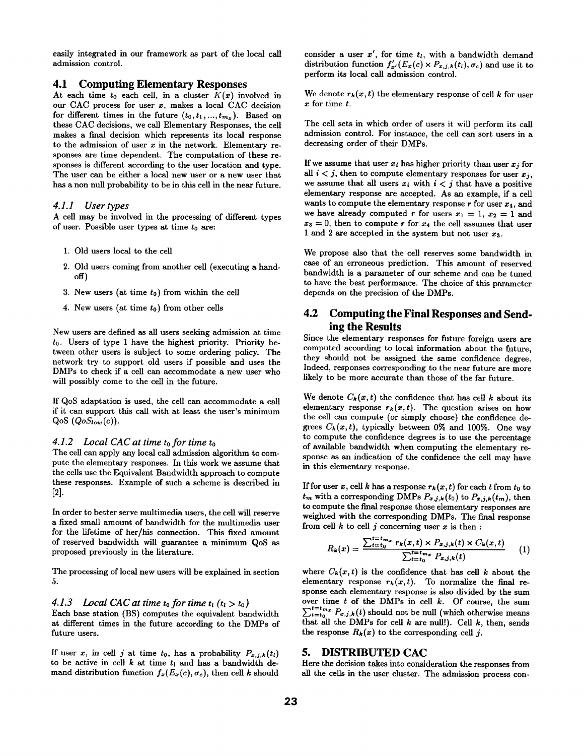easily integrated in our framework as part of the local call admission control.

## 4.1 Computing Elementary Responses

At each time $t_0$ each cell, in a cluster $K(x)$ involved in our CAC process for user $x$, makes a local CAC decision for different times in the future $(t_0, t_1, ..., t_{m_x})$. Based on these CAC decisions, we call Elementary Responses, the cell makes a final decision which represents its local response to the admission of user $x$ in the network. Elementary responses are time dependent. The computation of these responses is different according to the user location and type. The user can be either a local new user or a new user that has a non null probability to be in this cell in the near future.

### 4.1.1 *User types*

A cell may be involved in the processing of different types of user. Possible user types at time $t_0$ are:

1. Old users local to the cell
2. Old users coming from another cell (executing a hand-off)
3. New users (at time $t_0$) from within the cell
4. New users (at time $t_0$) from other cells

New users are defined as all users seeking admission at time $t_0$. Users of type 1 have the highest priority. Priority between other users is subject to some ordering policy. The network try to support old users if possible and uses the DMPs to check if a cell can accommodate a new user who will possibly come to the cell in the future.

If QoS adaptation is used, the cell can accommodate a call if it can support this call with at least the user's minimum QoS ($QoS_{low}(c)$).

### 4.1.2 *Local CAC at time $t_0$ for time $t_0$*

The cell can apply any local call admission algorithm to compute the elementary responses. In this work we assume that the cells use the Equivalent Bandwidth approach to compute these responses. Example of such a scheme is described in [2].

In order to better serve multimedia users, the cell will reserve a fixed small amount of bandwidth for the multimedia user for the lifetime of her/his connection. This fixed amount of reserved bandwidth will guarantee a minimum QoS as proposed previously in the literature.

The processing of local new users will be explained in section 5.

### 4.1.3 *Local CAC at time $t_0$ for time $t_l$ ($t_l > t_0$)*

Each base station (BS) computes the equivalent bandwidth at different times in the future according to the DMPs of future users.

If user $x$, in cell $j$ at time $t_0$, has a probability $P_{x,j,k}(t_l)$ to be active in cell $k$ at time $t_l$ and has a bandwidth demand distribution function $f_x(E_x(c), \sigma_c)$, then cell $k$ should consider a user $x'$, for time $t_l$, with a bandwidth demand distribution function $f'_{x'}(E_x(c) \times P_{x,j,k}(t_l), \sigma_c)$ and use it to perform its local call admission control.

We denote $r_k(x,t)$ the elementary response of cell $k$ for user $x$ for time $t$.

The cell sets in which order of users it will perform its call admission control. For instance, the cell can sort users in a decreasing order of their DMPs.

If we assume that user $x_i$ has higher priority than user $x_j$ for all $i < j$, then to compute elementary responses for user $x_j$, we assume that all users $x_i$ with $i < j$ that have a positive elementary response are accepted. As an example, if a cell wants to compute the elementary response $r$ for user $x_4$, and we have already computed $r$ for users $x_1 = 1$, $x_2 = 1$ and $x_3 = 0$, then to compute $r$ for $x_4$ the cell assumes that user 1 and 2 are accepted in the system but not user $x_3$.

We propose also that the cell reserves some bandwidth in case of an erroneous prediction. This amount of reserved bandwidth is a parameter of our scheme and can be tuned to have the best performance. The choice of this parameter depends on the precision of the DMPs.

## 4.2 Computing the Final Responses and Sending the Results

Since the elementary responses for future foreign users are computed according to local information about the future, they should not be assigned the same confidence degree. Indeed, responses corresponding to the near future are more likely to be more accurate than those of the far future.

We denote $C_k(x,t)$ the confidence that has cell $k$ about its elementary response $r_k(x,t)$. The question arises on how the cell can compute (or simply choose) the confidence degrees $C_k(x,t)$, typically between 0% and 100%. One way to compute the confidence degrees is to use the percentage of available bandwidth when computing the elementary response as an indication of the confidence the cell may have in this elementary response.

If for user $x$, cell $k$ has a response $r_k(x,t)$ for each $t$ from $t_0$ to $t_m$ with a corresponding DMPs $P_{x,j,k}(t_0)$ to $P_{x,j,k}(t_m)$, then to compute the final response those elementary responses are weighted with the corresponding DMPs. The final response from cell $k$ to cell $j$ concerning user $x$ is then :

$$R_k(x) = \frac{\sum_{t=t_0}^{t=t_{m_x}} r_k(x,t) \times P_{x,j,k}(t) \times C_k(x,t)}{\sum_{t=t_0}^{t=t_{m_x}} P_{x,j,k}(t)} \quad (1)$$

where $C_k(x,t)$ is the confidence that has cell $k$ about the elementary response $r_k(x,t)$. To normalize the final response each elementary response is also divided by the sum over time $t$ of the DMPs in cell $k$. Of course, the sum $\sum_{t=t_0}^{t=t_{m_x}} P_{x,j,k}(t)$ should not be null (which otherwise means that all the DMPs for cell $k$ are null!). Cell $k$, then, sends the response $R_k(x)$ to the corresponding cell $j$.

# 5. DISTRIBUTED CAC

Here the decision takes into consideration the responses from all the cells in the user cluster. The admission process con-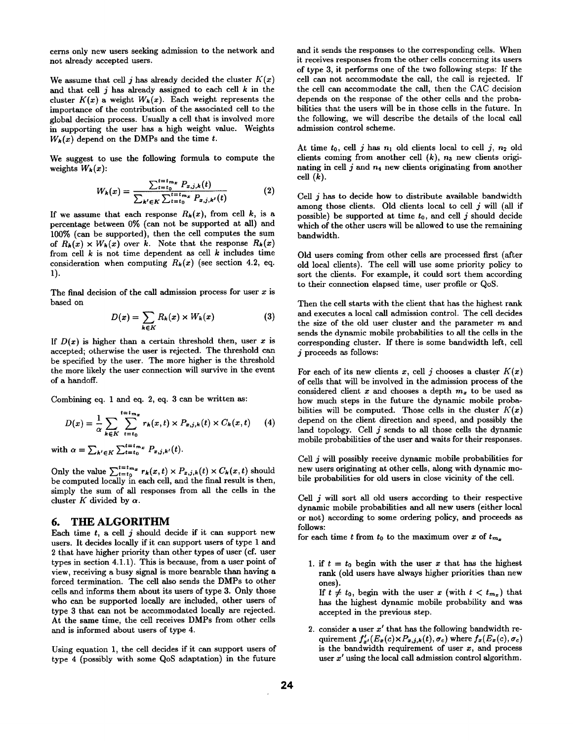cerns only new users seeking admission to the network and not already accepted users.

We assume that cell $j$ has already decided the cluster $K(x)$ and that cell $j$ has already assigned to each cell $k$ in the cluster $K(x)$ a weight $W_k(x)$. Each weight represents the importance of the contribution of the associated cell to the global decision process. Usually a cell that is involved more in supporting the user has a high weight value. Weights $W_k(x)$ depend on the DMPs and the time $t$.

We suggest to use the following formula to compute the weights $W_k(x)$:

$$W_k(x) = \frac{\sum_{t=t_0}^{t=t_{m_x}} P_{x,j,k}(t)}{\sum_{k' \in K} \sum_{t=t_0}^{t=t_{m_x}} P_{x,j,k'}(t)} \tag{2}$$

If we assume that each response $R_k(x)$, from cell $k$, is a percentage between 0% (can not be supported at all) and 100% (can be supported), then the cell computes the sum of $R_k(x) \times W_k(x)$ over $k$. Note that the response $R_k(x)$ from cell $k$ is not time dependent as cell $k$ includes time consideration when computing $R_k(x)$ (see section 4.2, eq. 1).

The final decision of the call admission process for user $x$ is based on

$$D(x) = \sum_{k \in K} R_k(x) \times W_k(x) \tag{3}$$

If $D(x)$ is higher than a certain threshold then, user $x$ is accepted; otherwise the user is rejected. The threshold can be specified by the user. The more higher is the threshold the more likely the user connection will survive in the event of a handoff.

Combining eq. 1 and eq. 2, eq. 3 can be written as:

$$D(x) = \frac{1}{\alpha} \sum_{k \in K} \sum_{t=t_0}^{t=t_{m_x}} r_k(x,t) \times P_{x,j,k}(t) \times C_k(x,t) \tag{4}$$

with $\alpha = \sum_{k' \in K} \sum_{t=t_0}^{t=t_{m_x}} P_{x,j,k'}(t)$.

Only the value $\sum_{t=t_0}^{t=t_{m_x}} r_k(x,t) \times P_{x,j,k}(t) \times C_k(x,t)$ should be computed locally in each cell, and the final result is then, simply the sum of all responses from all the cells in the cluster $K$ divided by $\alpha$.

## 6. THE ALGORITHM

Each time $t$, a cell $j$ should decide if it can support new users. It decides locally if it can support users of type 1 and 2 that have higher priority than other types of user (cf. user types in section 4.1.1). This is because, from a user point of view, receiving a busy signal is more bearable than having a forced termination. The cell also sends the DMPs to other cells and informs them about its users of type 3. Only those who can be supported locally are included, other users of type 3 that can not be accommodated locally are rejected. At the same time, the cell receives DMPs from other cells and is informed about users of type 4.

Using equation 1, the cell decides if it can support users of type 4 (possibly with some QoS adaptation) in the future and it sends the responses to the corresponding cells. When it receives responses from the other cells concerning its users of type 3, it performs one of the two following steps: If the cell can not accommodate the call, the call is rejected. If the cell can accommodate the call, then the CAC decision depends on the response of the other cells and the probabilities that the users will be in those cells in the future. In the following, we will describe the details of the local call admission control scheme.

At time $t_0$, cell $j$ has $n_1$ old clients local to cell $j$, $n_2$ old clients coming from another cell ($k$), $n_3$ new clients originating in cell $j$ and $n_4$ new clients originating from another cell ($k$).

Cell $j$ has to decide how to distribute available bandwidth among those clients. Old clients local to cell $j$ will (all if possible) be supported at time $t_0$, and cell $j$ should decide which of the other users will be allowed to use the remaining bandwidth.

Old users coming from other cells are processed first (after old local clients). The cell will use some priority policy to sort the clients. For example, it could sort them according to their connection elapsed time, user profile or QoS.

Then the cell starts with the client that has the highest rank and executes a local call admission control. The cell decides the size of the old user cluster and the parameter $m$ and sends the dynamic mobile probabilities to all the cells in the corresponding cluster. If there is some bandwidth left, cell $j$ proceeds as follows:

For each of its new clients $x$, cell $j$ chooses a cluster $K(x)$ of cells that will be involved in the admission process of the considered client $x$ and chooses a depth $m_x$ to be used as how much steps in the future the dynamic mobile probabilities will be computed. Those cells in the cluster $K(x)$ depend on the client direction and speed, and possibly the land topology. Cell $j$ sends to all those cells the dynamic mobile probabilities of the user and waits for their responses.

Cell $j$ will possibly receive dynamic mobile probabilities for new users originating at other cells, along with dynamic mobile probabilities for old users in close vicinity of the cell.

Cell $j$ will sort all old users according to their respective dynamic mobile probabilities and all new users (either local or not) according to some ordering policy, and proceeds as follows:
for each time $t$ from $t_0$ to the maximum over $x$ of $t_{m_x}$

1. if $t = t_0$ begin with the user $x$ that has the highest rank (old users have always higher priorities than new ones).
   If $t \neq t_0$, begin with the user $x$ (with $t < t_{m_x}$) that has the highest dynamic mobile probability and was accepted in the previous step.
2. consider a user $x'$ that has the following bandwidth requirement $f'_{x'}(E_x(c) \times P_{x,j,k}(t), \sigma_c)$ where $f_x(E_x(c), \sigma_c)$ is the bandwidth requirement of user $x$, and process user $x'$ using the local call admission control algorithm.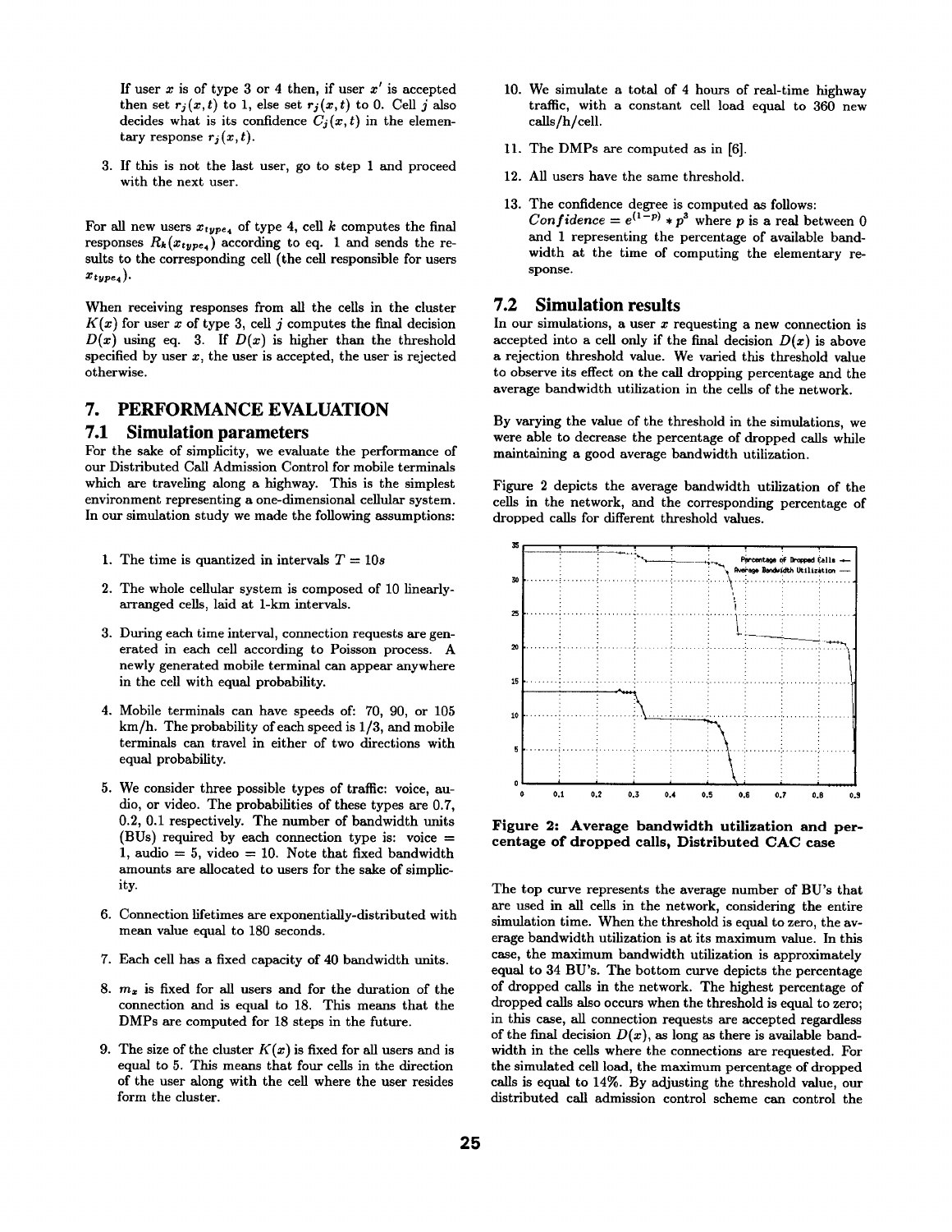If user $x$ is of type 3 or 4 then, if user $x'$ is accepted then set $r_j(x,t)$ to 1, else set $r_j(x,t)$ to 0. Cell $j$ also decides what is its confidence $C_j(x,t)$ in the elementary response $r_j(x,t)$.

3. If this is not the last user, go to step 1 and proceed with the next user.

For all new users $x_{type_4}$ of type 4, cell $k$ computes the final responses $R_k(x_{type_4})$ according to eq. 1 and sends the results to the corresponding cell (the cell responsible for users $x_{type_4}$).

When receiving responses from all the cells in the cluster $K(x)$ for user $x$ of type 3, cell $j$ computes the final decision $D(x)$ using eq. 3. If $D(x)$ is higher than the threshold specified by user $x$, the user is accepted, the user is rejected otherwise.

# 7. PERFORMANCE EVALUATION

## 7.1 Simulation parameters

For the sake of simplicity, we evaluate the performance of our Distributed Call Admission Control for mobile terminals which are traveling along a highway. This is the simplest environment representing a one-dimensional cellular system. In our simulation study we made the following assumptions:

1. The time is quantized in intervals $T = 10s$
2. The whole cellular system is composed of 10 linearly-arranged cells, laid at 1-km intervals.
3. During each time interval, connection requests are generated in each cell according to Poisson process. A newly generated mobile terminal can appear anywhere in the cell with equal probability.
4. Mobile terminals can have speeds of: 70, 90, or 105 km/h. The probability of each speed is 1/3, and mobile terminals can travel in either of two directions with equal probability.
5. We consider three possible types of traffic: voice, audio, or video. The probabilities of these types are 0.7, 0.2, 0.1 respectively. The number of bandwidth units (BUs) required by each connection type is: voice = 1, audio = 5, video = 10. Note that fixed bandwidth amounts are allocated to users for the sake of simplicity.
6. Connection lifetimes are exponentially-distributed with mean value equal to 180 seconds.
7. Each cell has a fixed capacity of 40 bandwidth units.
8. $m_x$ is fixed for all users and for the duration of the connection and is equal to 18. This means that the DMPs are computed for 18 steps in the future.
9. The size of the cluster $K(x)$ is fixed for all users and is equal to 5. This means that four cells in the direction of the user along with the cell where the user resides form the cluster.
10. We simulate a total of 4 hours of real-time highway traffic, with a constant cell load equal to 360 new calls/h/cell.
11. The DMPs are computed as in [6].
12. All users have the same threshold.
13. The confidence degree is computed as follows: $Confidence = e^{(1-p)} * p^3$ where $p$ is a real between 0 and 1 representing the percentage of available bandwidth at the time of computing the elementary response.

## 7.2 Simulation results

In our simulations, a user $x$ requesting a new connection is accepted into a cell only if the final decision $D(x)$ is above a rejection threshold value. We varied this threshold value to observe its effect on the call dropping percentage and the average bandwidth utilization in the cells of the network.

By varying the value of the threshold in the simulations, we were able to decrease the percentage of dropped calls while maintaining a good average bandwidth utilization.

Figure 2 depicts the average bandwidth utilization of the cells in the network, and the corresponding percentage of dropped calls for different threshold values.

Percentage of Dropped Calls
Average Bandwidth Utilization
35
30
25
20
15
10
5
0
0 0.1 0.2 0.3 0.4 0.5 0.6 0.7 0.8 0.9

**Figure 2: Average bandwidth utilization and percentage of dropped calls, Distributed CAC case**

The top curve represents the average number of BU's that are used in all cells in the network, considering the entire simulation time. When the threshold is equal to zero, the average bandwidth utilization is at its maximum value. In this case, the maximum bandwidth utilization is approximately equal to 34 BU's. The bottom curve depicts the percentage of dropped calls in the network. The highest percentage of dropped calls also occurs when the threshold is equal to zero; in this case, all connection requests are accepted regardless of the final decision $D(x)$, as long as there is available bandwidth in the cells where the connections are requested. For the simulated cell load, the maximum percentage of dropped calls is equal to 14%. By adjusting the threshold value, our distributed call admission control scheme can control the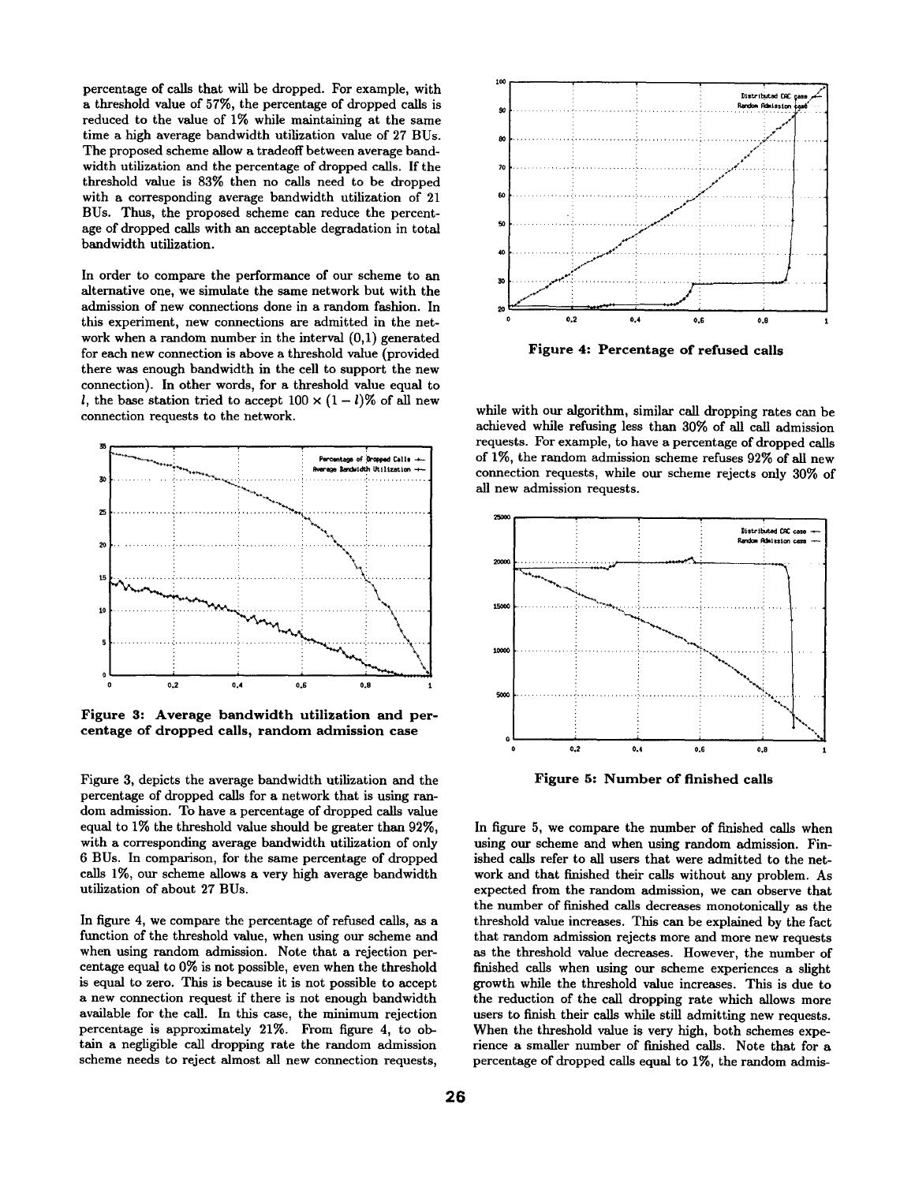percentage of calls that will be dropped. For example, with a threshold value of 57%, the percentage of dropped calls is reduced to the value of 1% while maintaining at the same time a high average bandwidth utilization value of 27 BUs. The proposed scheme allow a tradeoff between average bandwidth utilization and the percentage of dropped calls. If the threshold value is 83% then no calls need to be dropped with a corresponding average bandwidth utilization of 21 BUs. Thus, the proposed scheme can reduce the percentage of dropped calls with an acceptable degradation in total bandwidth utilization.

In order to compare the performance of our scheme to an alternative one, we simulate the same network but with the admission of new connections done in a random fashion. In this experiment, new connections are admitted in the network when a random number in the interval (0,1) generated for each new connection is above a threshold value (provided there was enough bandwidth in the cell to support the new connection). In other words, for a threshold value equal to $l$, the base station tried to accept $100 \times (1 - l)$% of all new connection requests to the network.

Percentage of Dropped Calls
Average Bandwidth Utilization
35
30
25
20
15
10
5
0
0
0.2
0.4
0.6
0.8
1

**Figure 3: Average bandwidth utilization and percentage of dropped calls, random admission case**

Figure 3, depicts the average bandwidth utilization and the percentage of dropped calls for a network that is using random admission. To have a percentage of dropped calls value equal to 1% the threshold value should be greater than 92%, with a corresponding average bandwidth utilization of only 6 BUs. In comparison, for the same percentage of dropped calls 1%, our scheme allows a very high average bandwidth utilization of about 27 BUs.

In figure 4, we compare the percentage of refused calls, as a function of the threshold value, when using our scheme and when using random admission. Note that a rejection percentage equal to 0% is not possible, even when the threshold is equal to zero. This is because it is not possible to accept a new connection request if there is not enough bandwidth available for the call. In this case, the minimum rejection percentage is approximately 21%. From figure 4, to obtain a negligible call dropping rate the random admission scheme needs to reject almost all new connection requests,

Distributed CAC case
Random Admission case
100
90
80
70
60
50
40
30
20
0
0.2
0.4
0.6
0.8
1

**Figure 4: Percentage of refused calls**

while with our algorithm, similar call dropping rates can be achieved while refusing less than 30% of all call admission requests. For example, to have a percentage of dropped calls of 1%, the random admission scheme refuses 92% of all new connection requests, while our scheme rejects only 30% of all new admission requests.

Distributed CAC case
Random Admission case
25000
20000
15000
10000
5000
0
0
0.2
0.4
0.6
0.8
1

**Figure 5: Number of finished calls**

In figure 5, we compare the number of finished calls when using our scheme and when using random admission. Finished calls refer to all users that were admitted to the network and that finished their calls without any problem. As expected from the random admission, we can observe that the number of finished calls decreases monotonically as the threshold value increases. This can be explained by the fact that random admission rejects more and more new requests as the threshold value decreases. However, the number of finished calls when using our scheme experiences a slight growth while the threshold value increases. This is due to the reduction of the call dropping rate which allows more users to finish their calls while still admitting new requests. When the threshold value is very high, both schemes experience a smaller number of finished calls. Note that for a percentage of dropped calls equal to 1%, the random admis-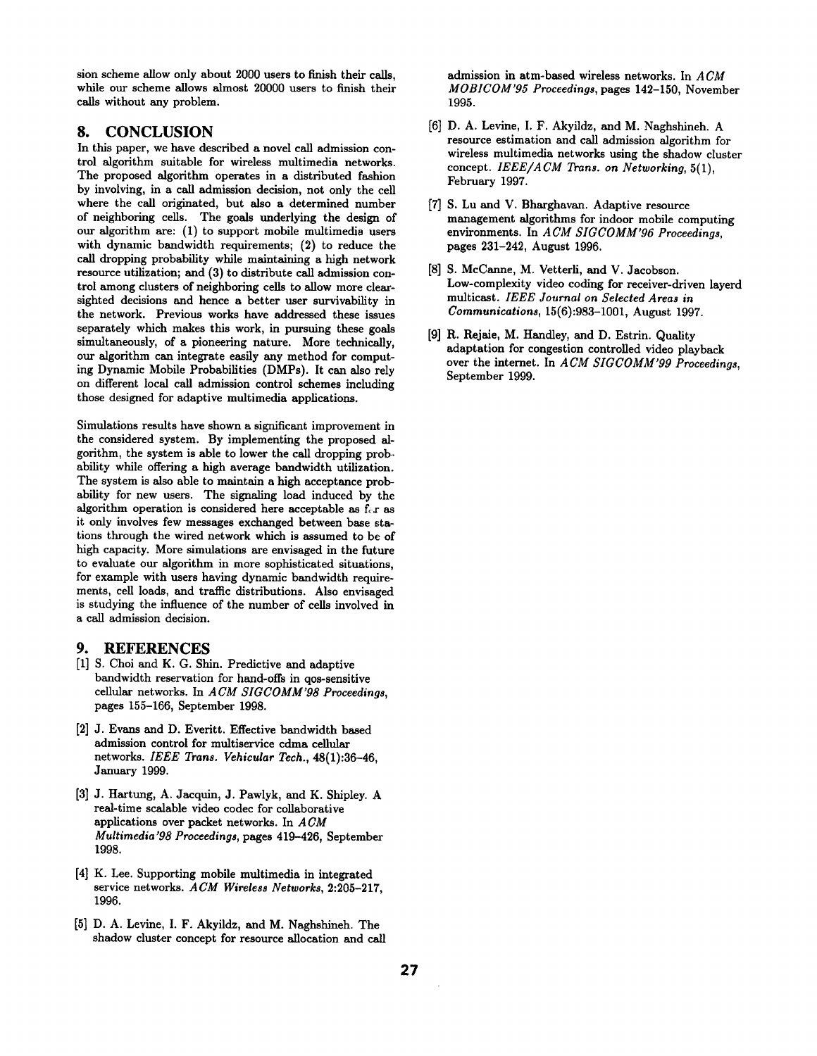sion scheme allow only about 2000 users to finish their calls, while our scheme allows almost 20000 users to finish their calls without any problem.

## 8. CONCLUSION

In this paper, we have described a novel call admission control algorithm suitable for wireless multimedia networks. The proposed algorithm operates in a distributed fashion by involving, in a call admission decision, not only the cell where the call originated, but also a determined number of neighboring cells. The goals underlying the design of our algorithm are: (1) to support mobile multimedia users with dynamic bandwidth requirements; (2) to reduce the call dropping probability while maintaining a high network resource utilization; and (3) to distribute call admission control among clusters of neighboring cells to allow more clear-sighted decisions and hence a better user survivability in the network. Previous works have addressed these issues separately which makes this work, in pursuing these goals simultaneously, of a pioneering nature. More technically, our algorithm can integrate easily any method for computing Dynamic Mobile Probabilities (DMPs). It can also rely on different local call admission control schemes including those designed for adaptive multimedia applications.

Simulations results have shown a significant improvement in the considered system. By implementing the proposed algorithm, the system is able to lower the call dropping probability while offering a high average bandwidth utilization. The system is also able to maintain a high acceptance probability for new users. The signaling load induced by the algorithm operation is considered here acceptable as far as it only involves few messages exchanged between base stations through the wired network which is assumed to be of high capacity. More simulations are envisaged in the future to evaluate our algorithm in more sophisticated situations, for example with users having dynamic bandwidth requirements, cell loads, and traffic distributions. Also envisaged is studying the influence of the number of cells involved in a call admission decision.

## 9. REFERENCES

[1] S. Choi and K. G. Shin. Predictive and adaptive bandwidth reservation for hand-offs in qos-sensitive cellular networks. In *ACM SIGCOMM'98 Proceedings*, pages 155–166, September 1998.

[2] J. Evans and D. Everitt. Effective bandwidth based admission control for multiservice cdma cellular networks. *IEEE Trans. Vehicular Tech.*, 48(1):36–46, January 1999.

[3] J. Hartung, A. Jacquin, J. Pawlyk, and K. Shipley. A real-time scalable video codec for collaborative applications over packet networks. In *ACM Multimedia'98 Proceedings*, pages 419–426, September 1998.

[4] K. Lee. Supporting mobile multimedia in integrated service networks. *ACM Wireless Networks*, 2:205–217, 1996.

[5] D. A. Levine, I. F. Akyildz, and M. Naghshineh. The shadow cluster concept for resource allocation and call admission in atm-based wireless networks. In *ACM MOBICOM'95 Proceedings*, pages 142–150, November 1995.

[6] D. A. Levine, I. F. Akyildz, and M. Naghshineh. A resource estimation and call admission algorithm for wireless multimedia networks using the shadow cluster concept. *IEEE/ACM Trans. on Networking*, 5(1), February 1997.

[7] S. Lu and V. Bharghavan. Adaptive resource management algorithms for indoor mobile computing environments. In *ACM SIGCOMM'96 Proceedings*, pages 231–242, August 1996.

[8] S. McCanne, M. Vetterli, and V. Jacobson. Low-complexity video coding for receiver-driven layerd multicast. *IEEE Journal on Selected Areas in Communications*, 15(6):983–1001, August 1997.

[9] R. Rejaie, M. Handley, and D. Estrin. Quality adaptation for congestion controlled video playback over the internet. In *ACM SIGCOMM'99 Proceedings*, September 1999.